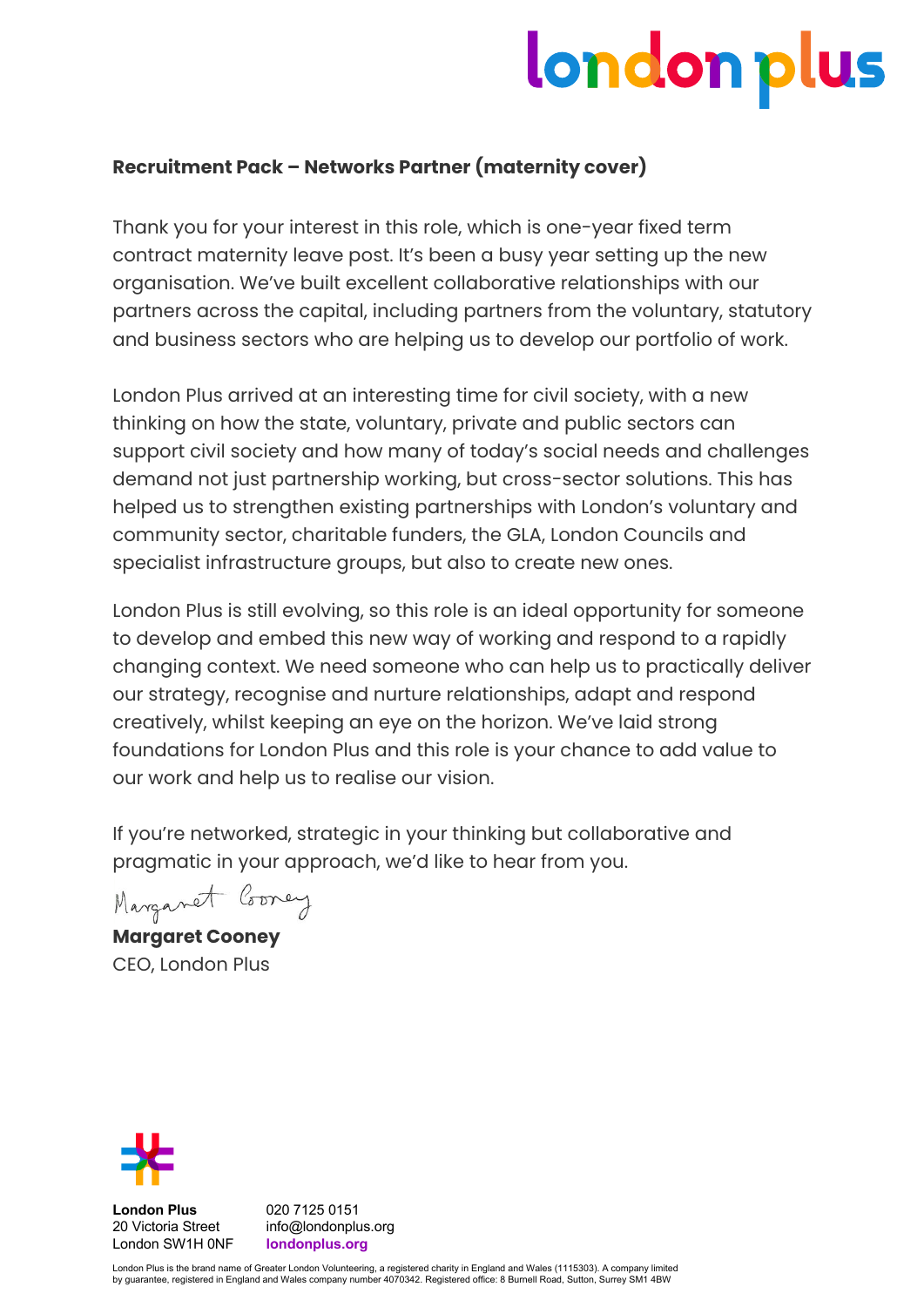**Recruitment Pack – Networks Partner (maternity cover)**

Thank you for your interest in this role, which is one-year fixed term contract maternity leave post. It's been a busy year setting up the new organisation. We've built excellent collaborative relationships with our partners across the capital, including partners from the voluntary, statutory and business sectors who are helping us to develop our portfolio of work.

London Plus arrived at an interesting time for civil society, with a new thinking on how the state, voluntary, private and public sectors can support civil society and how many of today's social needs and challenges demand not just partnership working, but cross-sector solutions. This has helped us to strengthen existing partnerships with London's voluntary and community sector, charitable funders, the GLA, London Councils and specialist infrastructure groups, but also to create new ones.

London Plus is still evolving, so this role is an ideal opportunity for someone to develop and embed this new way of working and respond to a rapidly changing context. We need someone who can help us to practically deliver our strategy, recognise and nurture relationships, adapt and respond creatively, whilst keeping an eye on the horizon. We've laid strong foundations for London Plus and this role is your chance to add value to our work and help us to realise our vision.

If you're networked, strategic in your thinking but collaborative and pragmatic in your approach, we'd like to hear from you.

Margaret Cooney

**Margaret Cooney**
CEO, London Plus

**London Plus**
20 Victoria Street
London SW1H 0NF

020 7125 0151
info@londonplus.org
**londonplus.org**

London Plus is the brand name of Greater London Volunteering, a registered charity in England and Wales (1115303). A company limited by guarantee, registered in England and Wales company number 4070342. Registered office: 8 Burnell Road, Sutton, Surrey SM1 4BW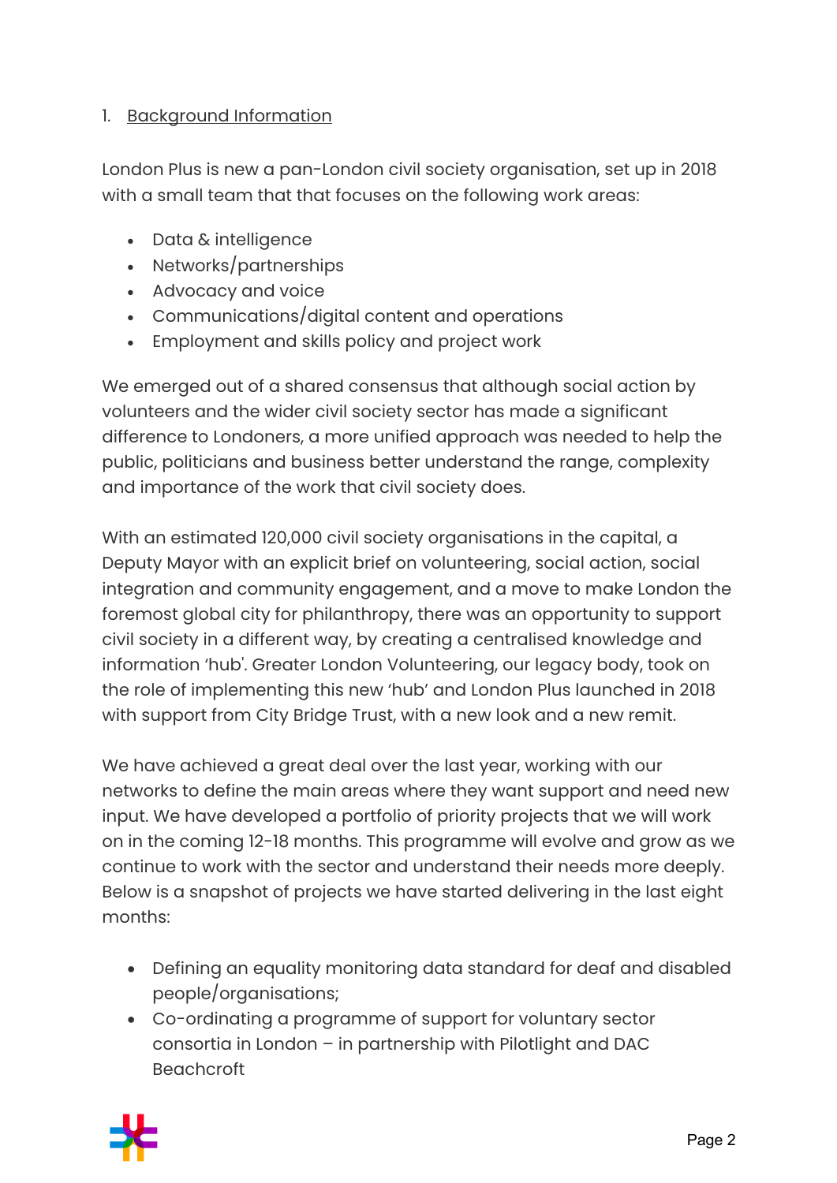1. Background Information

London Plus is new a pan-London civil society organisation, set up in 2018 with a small team that that focuses on the following work areas:

- Data & intelligence
- Networks/partnerships
- Advocacy and voice
- Communications/digital content and operations
- Employment and skills policy and project work

We emerged out of a shared consensus that although social action by volunteers and the wider civil society sector has made a significant difference to Londoners, a more unified approach was needed to help the public, politicians and business better understand the range, complexity and importance of the work that civil society does.

With an estimated 120,000 civil society organisations in the capital, a Deputy Mayor with an explicit brief on volunteering, social action, social integration and community engagement, and a move to make London the foremost global city for philanthropy, there was an opportunity to support civil society in a different way, by creating a centralised knowledge and information 'hub'. Greater London Volunteering, our legacy body, took on the role of implementing this new 'hub' and London Plus launched in 2018 with support from City Bridge Trust, with a new look and a new remit.

We have achieved a great deal over the last year, working with our networks to define the main areas where they want support and need new input. We have developed a portfolio of priority projects that we will work on in the coming 12-18 months. This programme will evolve and grow as we continue to work with the sector and understand their needs more deeply. Below is a snapshot of projects we have started delivering in the last eight months:

- Defining an equality monitoring data standard for deaf and disabled people/organisations;
- Co-ordinating a programme of support for voluntary sector consortia in London – in partnership with Pilotlight and DAC Beachcroft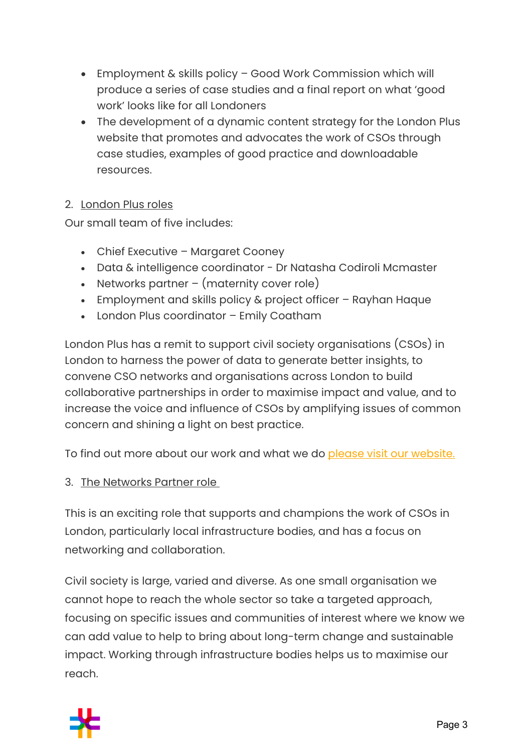- Employment & skills policy – Good Work Commission which will produce a series of case studies and a final report on what 'good work' looks like for all Londoners
- The development of a dynamic content strategy for the London Plus website that promotes and advocates the work of CSOs through case studies, examples of good practice and downloadable resources.

2. London Plus roles

Our small team of five includes:

- Chief Executive – Margaret Cooney
- Data & intelligence coordinator - Dr Natasha Codiroli Mcmaster
- Networks partner – (maternity cover role)
- Employment and skills policy & project officer – Rayhan Haque
- London Plus coordinator – Emily Coatham

London Plus has a remit to support civil society organisations (CSOs) in London to harness the power of data to generate better insights, to convene CSO networks and organisations across London to build collaborative partnerships in order to maximise impact and value, and to increase the voice and influence of CSOs by amplifying issues of common concern and shining a light on best practice.

To find out more about our work and what we do please visit our website.

3. The Networks Partner role

This is an exciting role that supports and champions the work of CSOs in London, particularly local infrastructure bodies, and has a focus on networking and collaboration.

Civil society is large, varied and diverse. As one small organisation we cannot hope to reach the whole sector so take a targeted approach, focusing on specific issues and communities of interest where we know we can add value to help to bring about long-term change and sustainable impact. Working through infrastructure bodies helps us to maximise our reach.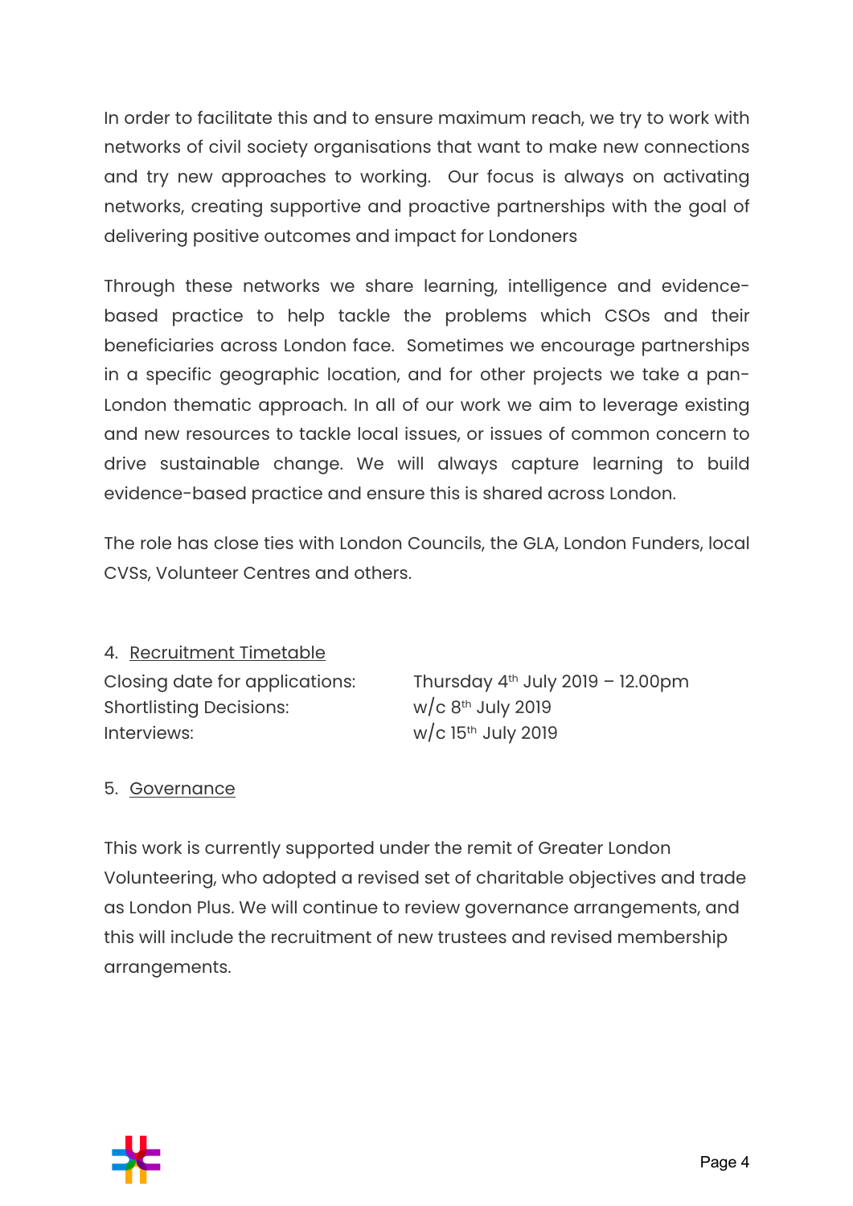In order to facilitate this and to ensure maximum reach, we try to work with networks of civil society organisations that want to make new connections and try new approaches to working. Our focus is always on activating networks, creating supportive and proactive partnerships with the goal of delivering positive outcomes and impact for Londoners

Through these networks we share learning, intelligence and evidence-based practice to help tackle the problems which CSOs and their beneficiaries across London face. Sometimes we encourage partnerships in a specific geographic location, and for other projects we take a pan-London thematic approach. In all of our work we aim to leverage existing and new resources to tackle local issues, or issues of common concern to drive sustainable change. We will always capture learning to build evidence-based practice and ensure this is shared across London.

The role has close ties with London Councils, the GLA, London Funders, local CVSs, Volunteer Centres and others.

4. Recruitment Timetable

| | |
|---|---|
| Closing date for applications: | Thursday 4th July 2019 – 12.00pm |
| Shortlisting Decisions: | w/c 8th July 2019 |
| Interviews: | w/c 15th July 2019 |

5. Governance

This work is currently supported under the remit of Greater London Volunteering, who adopted a revised set of charitable objectives and trade as London Plus. We will continue to review governance arrangements, and this will include the recruitment of new trustees and revised membership arrangements.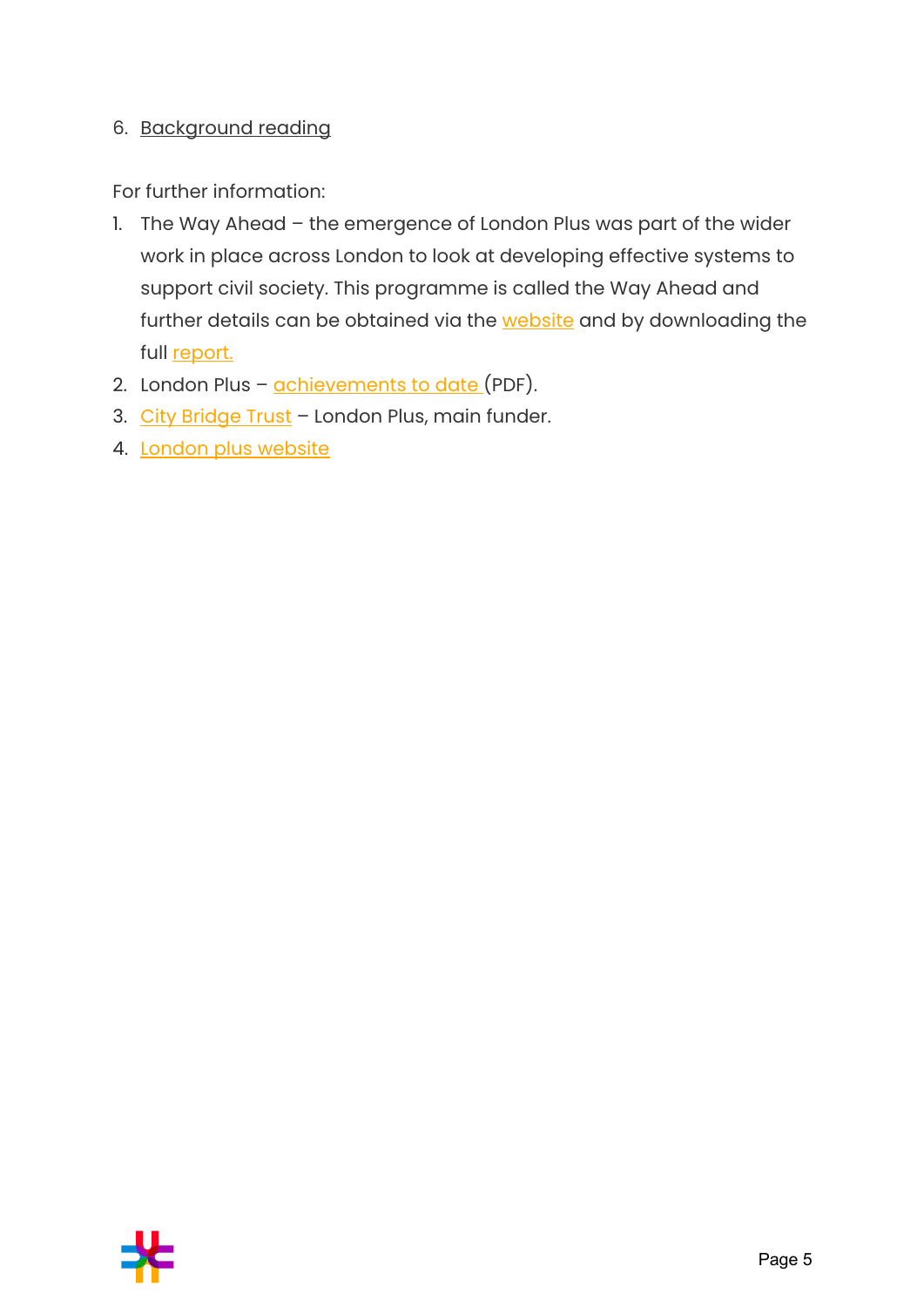## 6. Background reading

For further information:

1. The Way Ahead – the emergence of London Plus was part of the wider work in place across London to look at developing effective systems to support civil society. This programme is called the Way Ahead and further details can be obtained via the website and by downloading the full report.
2. London Plus – achievements to date (PDF).
3. City Bridge Trust – London Plus, main funder.
4. London plus website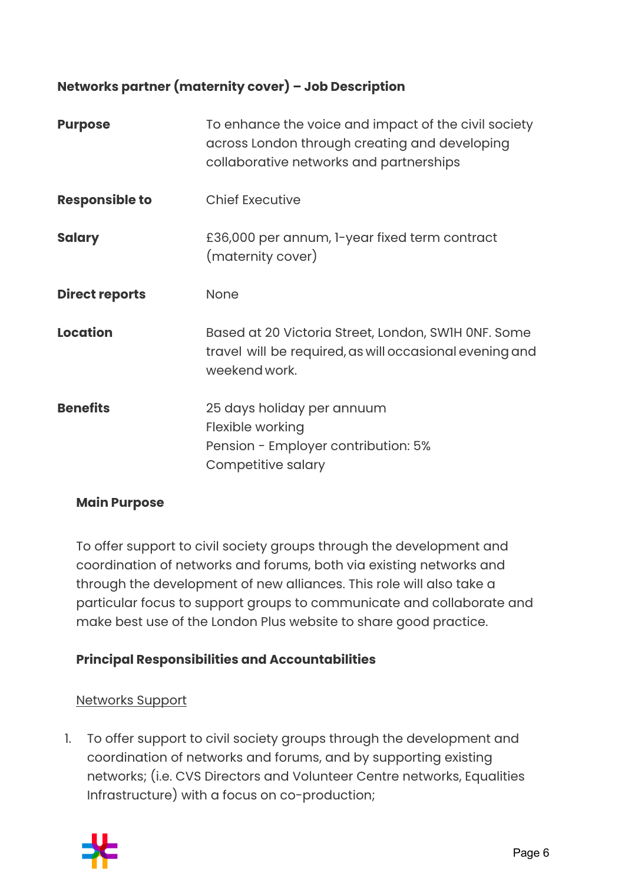**Networks partner (maternity cover) – Job Description**

| | |
|---|---|
| **Purpose** | To enhance the voice and impact of the civil society across London through creating and developing collaborative networks and partnerships |
| **Responsible to** | Chief Executive |
| **Salary** | £36,000 per annum, 1-year fixed term contract (maternity cover) |
| **Direct reports** | None |
| **Location** | Based at 20 Victoria Street, London, SW1H 0NF. Some travel will be required, as will occasional evening and weekend work. |
| **Benefits** | 25 days holiday per annuum<br>Flexible working<br>Pension - Employer contribution: 5%<br>Competitive salary |

**Main Purpose**

To offer support to civil society groups through the development and coordination of networks and forums, both via existing networks and through the development of new alliances. This role will also take a particular focus to support groups to communicate and collaborate and make best use of the London Plus website to share good practice.

**Principal Responsibilities and Accountabilities**

Networks Support

1. To offer support to civil society groups through the development and coordination of networks and forums, and by supporting existing networks; (i.e. CVS Directors and Volunteer Centre networks, Equalities Infrastructure) with a focus on co-production;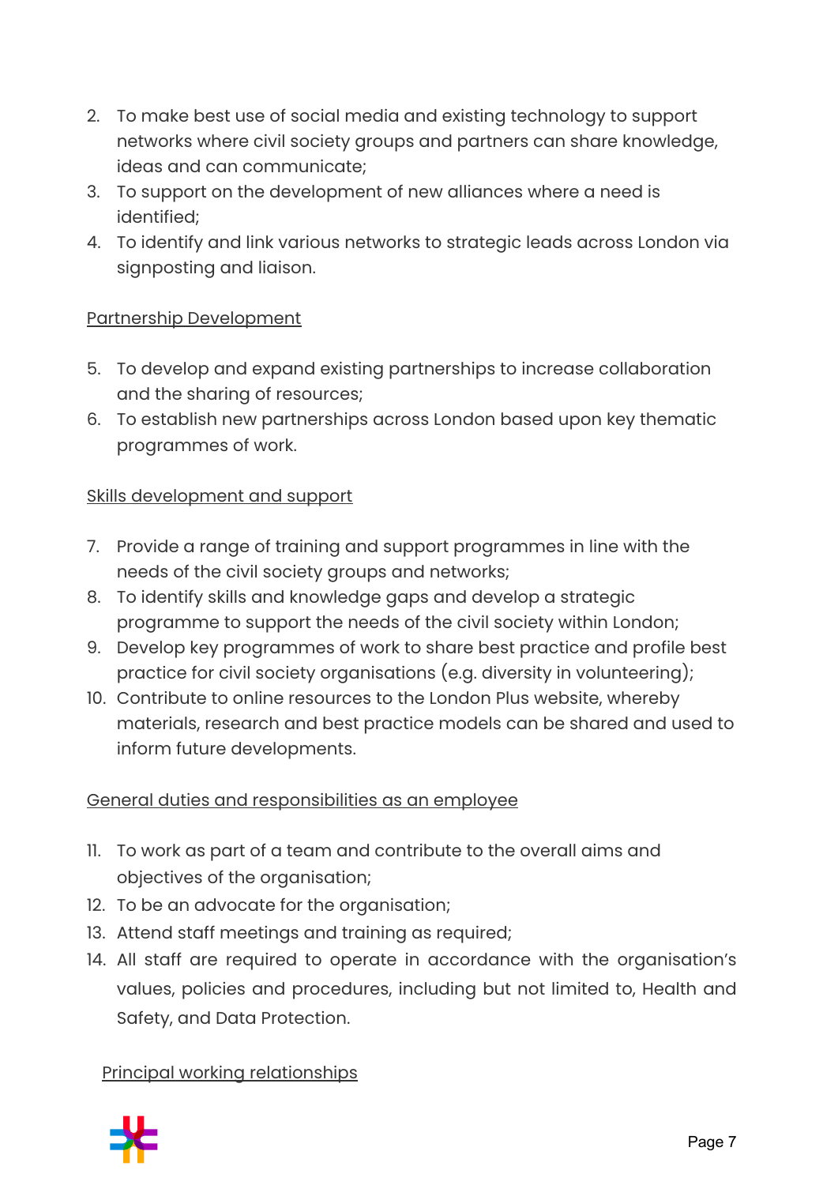2. To make best use of social media and existing technology to support networks where civil society groups and partners can share knowledge, ideas and can communicate;
3. To support on the development of new alliances where a need is identified;
4. To identify and link various networks to strategic leads across London via signposting and liaison.

<u>Partnership Development</u>

5. To develop and expand existing partnerships to increase collaboration and the sharing of resources;
6. To establish new partnerships across London based upon key thematic programmes of work.

<u>Skills development and support</u>

7. Provide a range of training and support programmes in line with the needs of the civil society groups and networks;
8. To identify skills and knowledge gaps and develop a strategic programme to support the needs of the civil society within London;
9. Develop key programmes of work to share best practice and profile best practice for civil society organisations (e.g. diversity in volunteering);
10. Contribute to online resources to the London Plus website, whereby materials, research and best practice models can be shared and used to inform future developments.

<u>General duties and responsibilities as an employee</u>

11. To work as part of a team and contribute to the overall aims and objectives of the organisation;
12. To be an advocate for the organisation;
13. Attend staff meetings and training as required;
14. All staff are required to operate in accordance with the organisation's values, policies and procedures, including but not limited to, Health and Safety, and Data Protection.

<u>Principal working relationships</u>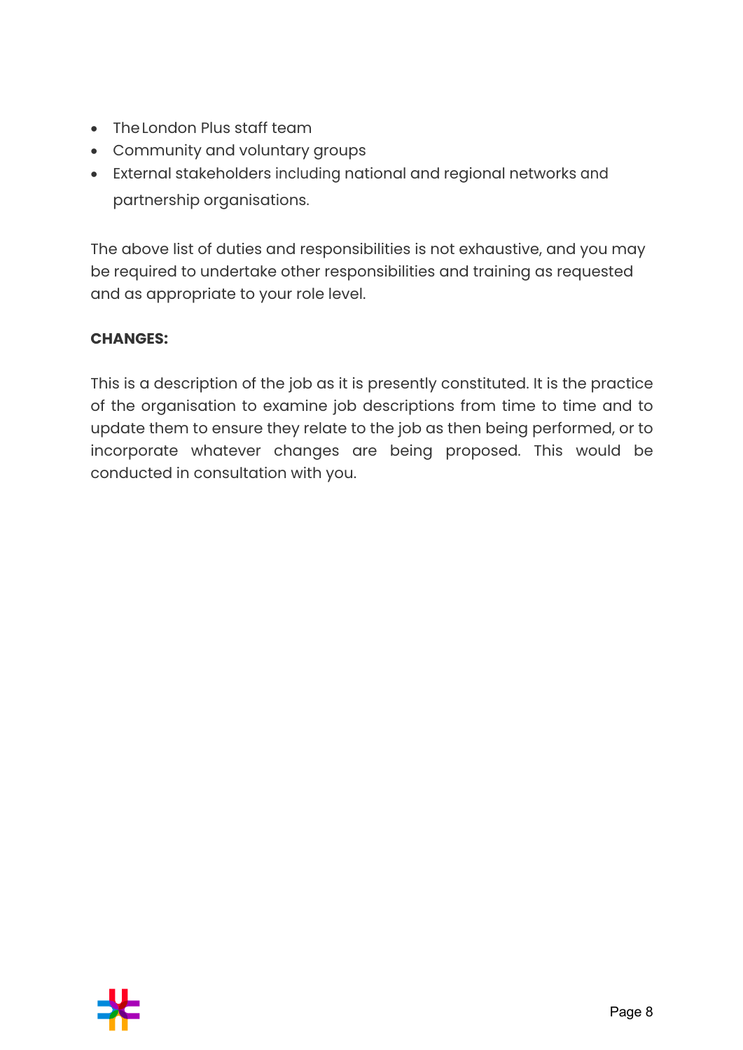- The London Plus staff team
- Community and voluntary groups
- External stakeholders including national and regional networks and partnership organisations.

The above list of duties and responsibilities is not exhaustive, and you may be required to undertake other responsibilities and training as requested and as appropriate to your role level.

**CHANGES:**

This is a description of the job as it is presently constituted. It is the practice of the organisation to examine job descriptions from time to time and to update them to ensure they relate to the job as then being performed, or to incorporate whatever changes are being proposed. This would be conducted in consultation with you.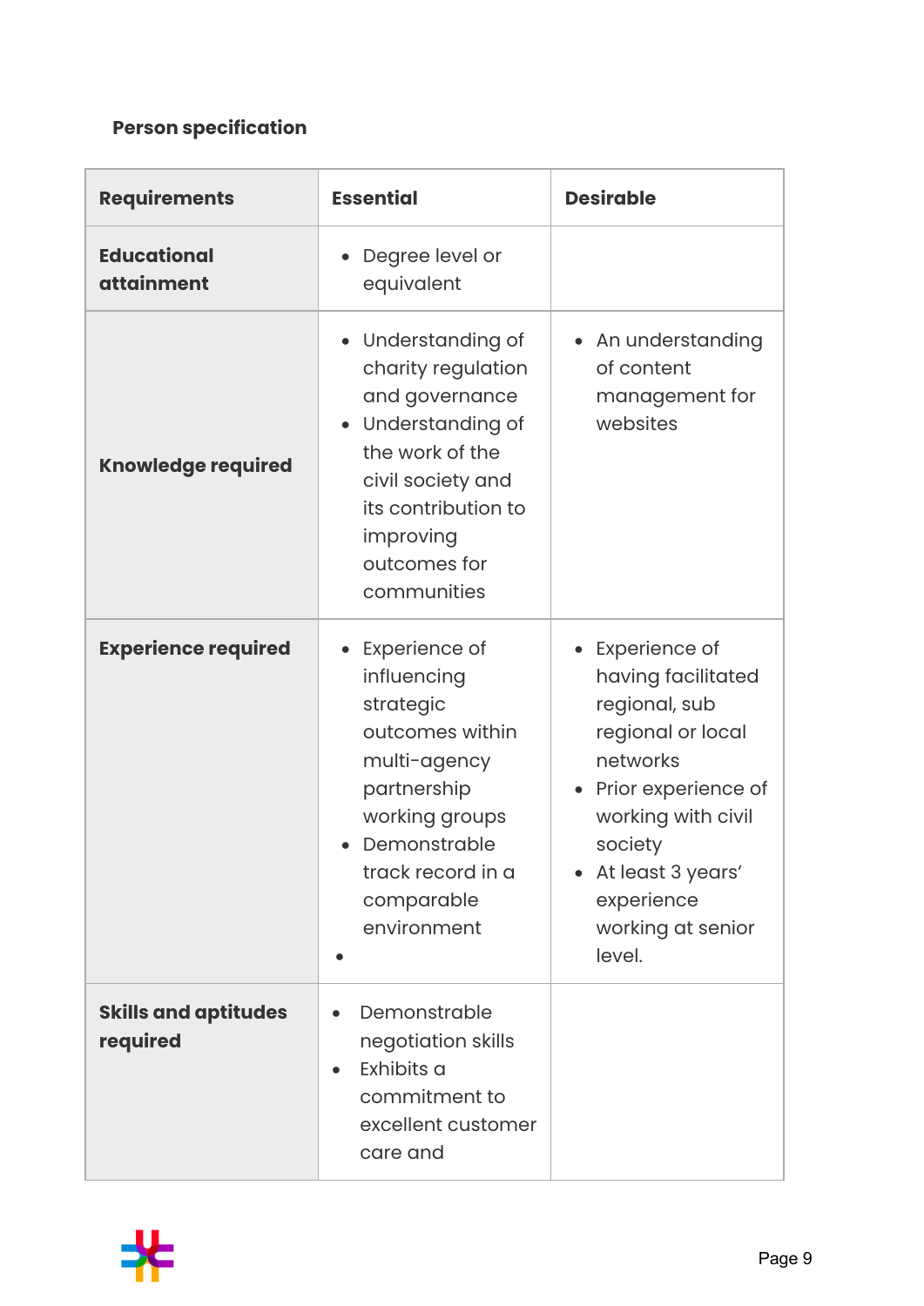**Person specification**

| Requirements | Essential | Desirable |
|---|---|---|
| **Educational attainment** | • Degree level or equivalent | |
| **Knowledge required** | • Understanding of charity regulation and governance<br>• Understanding of the work of the civil society and its contribution to improving outcomes for communities | • An understanding of content management for websites |
| **Experience required** | • Experience of influencing strategic outcomes within multi-agency partnership working groups<br>• Demonstrable track record in a comparable environment<br>• | • Experience of having facilitated regional, sub regional or local networks<br>• Prior experience of working with civil society<br>• At least 3 years' experience working at senior level. |
| **Skills and aptitudes required** | • Demonstrable negotiation skills<br>• Exhibits a commitment to excellent customer care and | |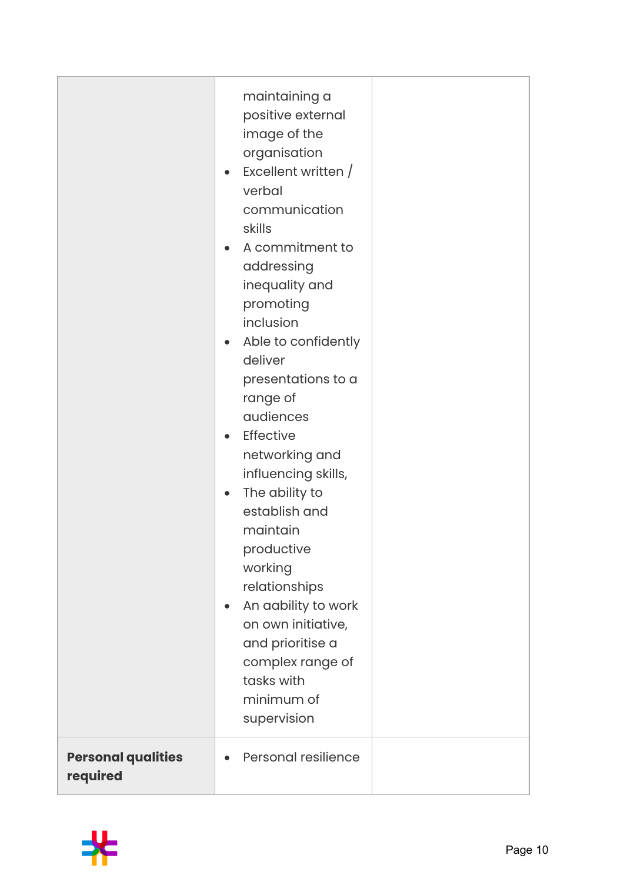| | | |
|---|---|---|
| | maintaining a positive external image of the organisation<br>• Excellent written / verbal communication skills<br>• A commitment to addressing inequality and promoting inclusion<br>• Able to confidently deliver presentations to a range of audiences<br>• Effective networking and influencing skills,<br>• The ability to establish and maintain productive working relationships<br>• An aability to work on own initiative, and prioritise a complex range of tasks with minimum of supervision | |
| **Personal qualities required** | • Personal resilience | |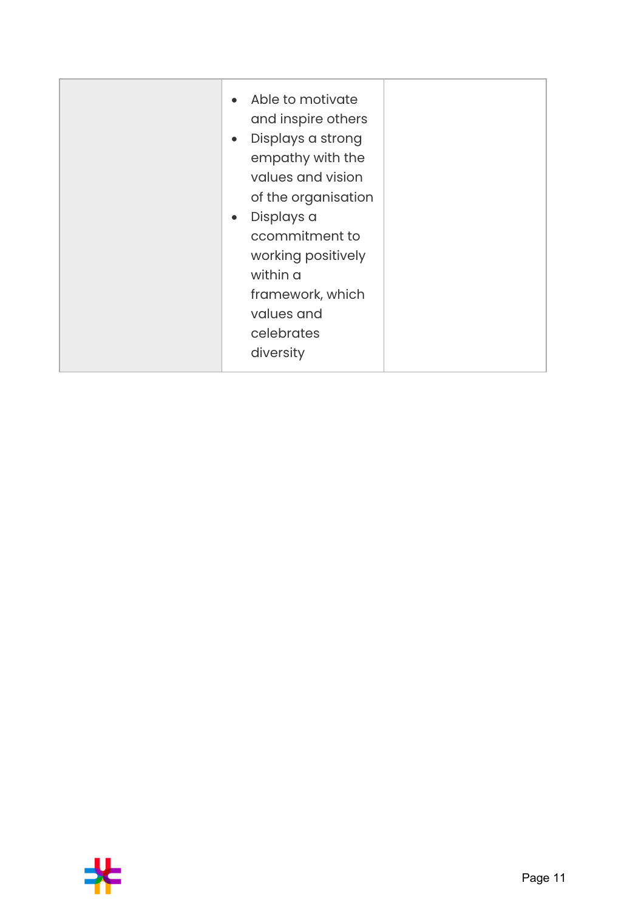| | | |
|---|---|---|
| | • Able to motivate and inspire others<br>• Displays a strong empathy with the values and vision of the organisation<br>• Displays a ccommitment to working positively within a framework, which values and celebrates diversity | |